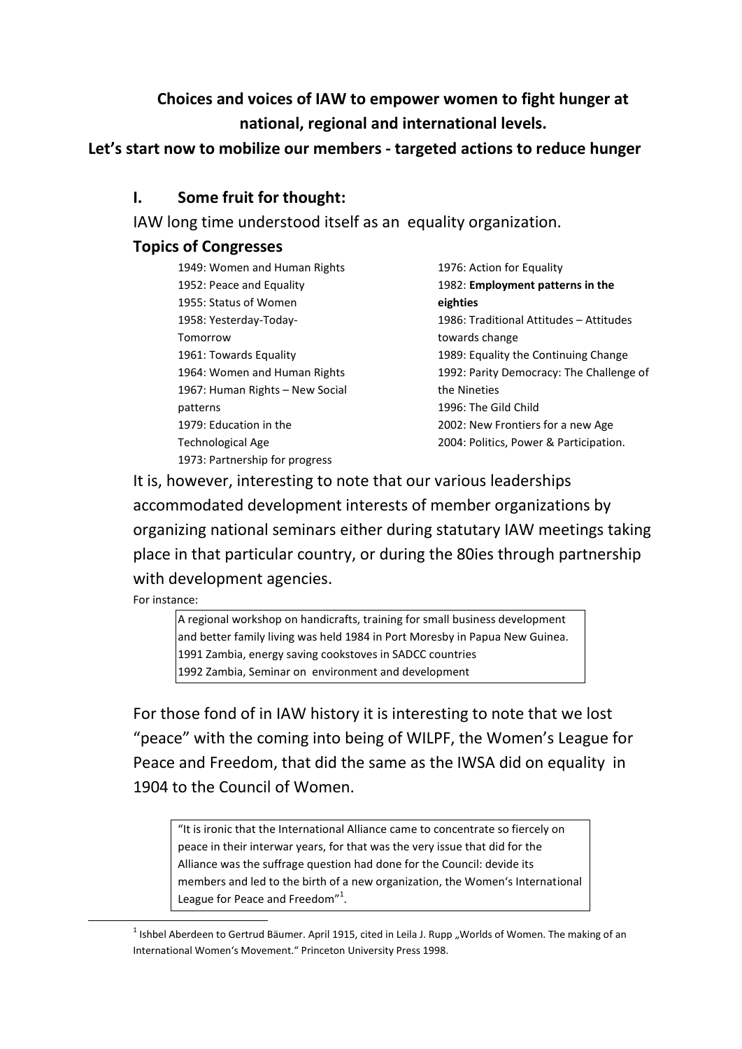**Choices and voices of IAW to empower women to fight hunger at national, regional and international levels.**

**Let's start now to mobilize our members - targeted actions to reduce hunger**

## I. Some fruit for thought:

IAW long time understood itself as an equality organization.

### Topics of Congresses

1949: Women and Human Rights
1952: Peace and Equality
1955: Status of Women
1958: Yesterday-Today-Tomorrow
1961: Towards Equality
1964: Women and Human Rights
1967: Human Rights – New Social patterns
1979: Education in the Technological Age
1973: Partnership for progress
1976: Action for Equality
1982: **Employment patterns in the eighties**
1986: Traditional Attitudes – Attitudes towards change
1989: Equality the Continuing Change
1992: Parity Democracy: The Challenge of the Nineties
1996: The Gild Child
2002: New Frontiers for a new Age
2004: Politics, Power & Participation.

It is, however, interesting to note that our various leaderships accommodated development interests of member organizations by organizing national seminars either during statutary IAW meetings taking place in that particular country, or during the 80ies through partnership with development agencies.

For instance:

> A regional workshop on handicrafts, training for small business development and better family living was held 1984 in Port Moresby in Papua New Guinea.
> 1991 Zambia, energy saving cookstoves in SADCC countries
> 1992 Zambia, Seminar on environment and development

For those fond of in IAW history it is interesting to note that we lost "peace" with the coming into being of WILPF, the Women's League for Peace and Freedom, that did the same as the IWSA did on equality in 1904 to the Council of Women.

> "It is ironic that the International Alliance came to concentrate so fiercely on peace in their interwar years, for that was the very issue that did for the Alliance was the suffrage question had done for the Council: devide its members and led to the birth of a new organization, the Women's International League for Peace and Freedom"[1].

[1] Ishbel Aberdeen to Gertrud Bäumer. April 1915, cited in Leila J. Rupp „Worlds of Women. The making of an International Women's Movement." Princeton University Press 1998.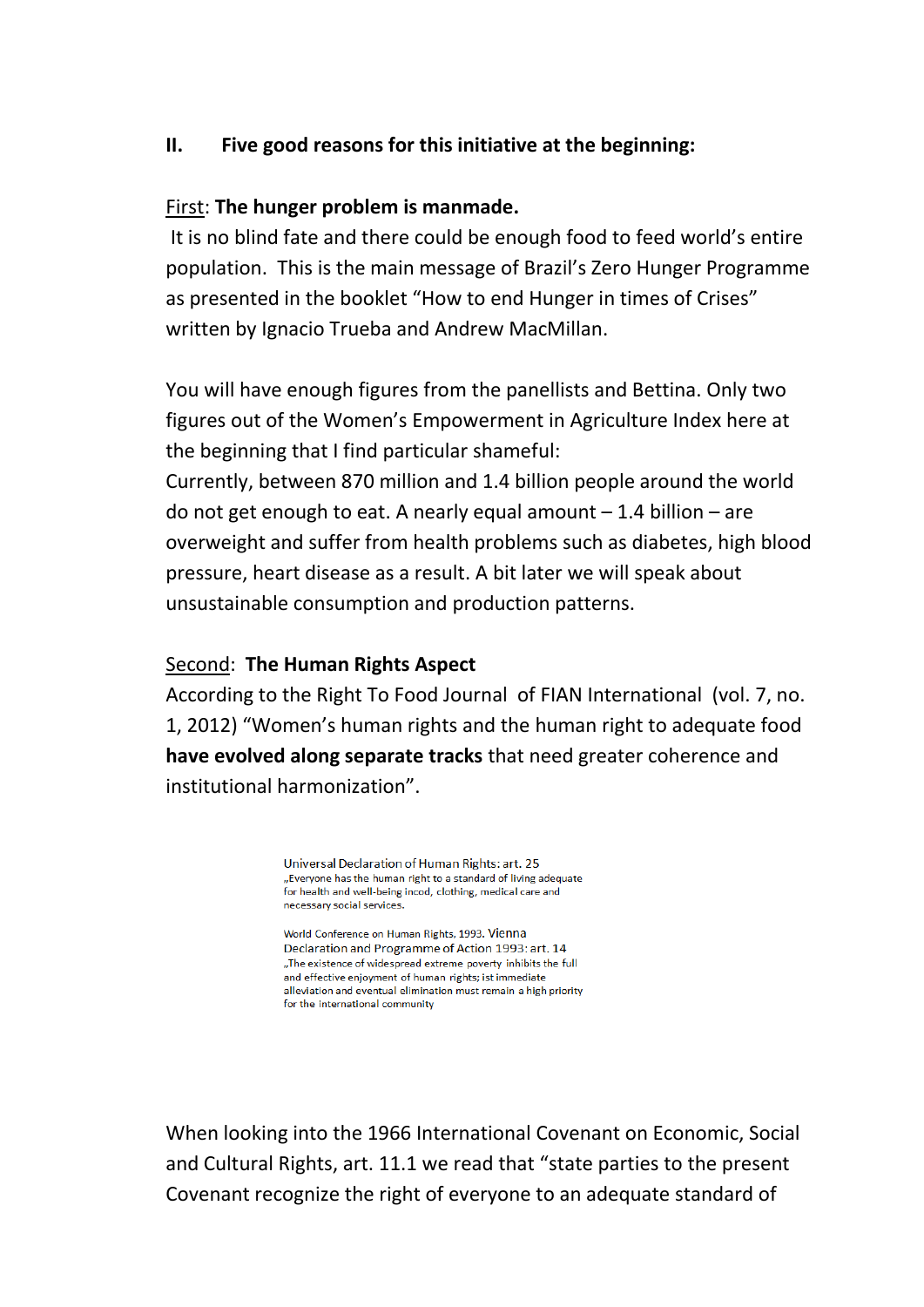## II. Five good reasons for this initiative at the beginning:

First: **The hunger problem is manmade.**

It is no blind fate and there could be enough food to feed world's entire population. This is the main message of Brazil's Zero Hunger Programme as presented in the booklet "How to end Hunger in times of Crises" written by Ignacio Trueba and Andrew MacMillan.

You will have enough figures from the panellists and Bettina. Only two figures out of the Women's Empowerment in Agriculture Index here at the beginning that I find particular shameful:

Currently, between 870 million and 1.4 billion people around the world do not get enough to eat. A nearly equal amount – 1.4 billion – are overweight and suffer from health problems such as diabetes, high blood pressure, heart disease as a result. A bit later we will speak about unsustainable consumption and production patterns.

Second: **The Human Rights Aspect**

According to the Right To Food Journal of FIAN International (vol. 7, no. 1, 2012) "Women's human rights and the human right to adequate food **have evolved along separate tracks** that need greater coherence and institutional harmonization".

Universal Declaration of Human Rights: art. 25
„Everyone has the human right to a standard of living adequate for health and well-being incod, clothing, medical care and necessary social services.

World Conference on Human Rights, 1993. Vienna Declaration and Programme of Action 1993: art. 14
„The existence of widespread extreme poverty inhibits the full and effective enjoyment of human rights; ist immediate alleviation and eventual elimination must remain a high priority for the international community

When looking into the 1966 International Covenant on Economic, Social and Cultural Rights, art. 11.1 we read that "state parties to the present Covenant recognize the right of everyone to an adequate standard of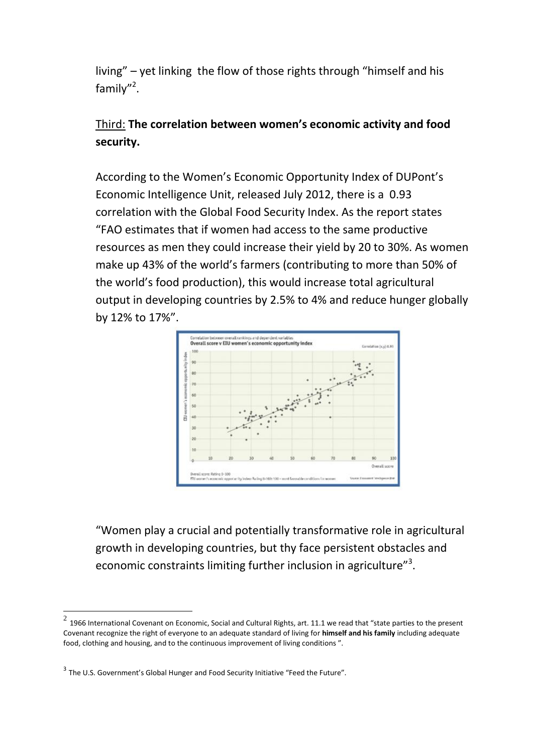living" – yet linking the flow of those rights through "himself and his family"[2].

Third: **The correlation between women's economic activity and food security.**

According to the Women's Economic Opportunity Index of DUPont's Economic Intelligence Unit, released July 2012, there is a 0.93 correlation with the Global Food Security Index. As the report states "FAO estimates that if women had access to the same productive resources as men they could increase their yield by 20 to 30%. As women make up 43% of the world's farmers (contributing to more than 50% of the world's food production), this would increase total agricultural output in developing countries by 2.5% to 4% and reduce hunger globally by 12% to 17%".

"Women play a crucial and potentially transformative role in agricultural growth in developing countries, but thy face persistent obstacles and economic constraints limiting further inclusion in agriculture"[3].

---

[2] 1966 International Covenant on Economic, Social and Cultural Rights, art. 11.1 we read that "state parties to the present Covenant recognize the right of everyone to an adequate standard of living for **himself and his family** including adequate food, clothing and housing, and to the continuous improvement of living conditions ".

[3] The U.S. Government's Global Hunger and Food Security Initiative "Feed the Future".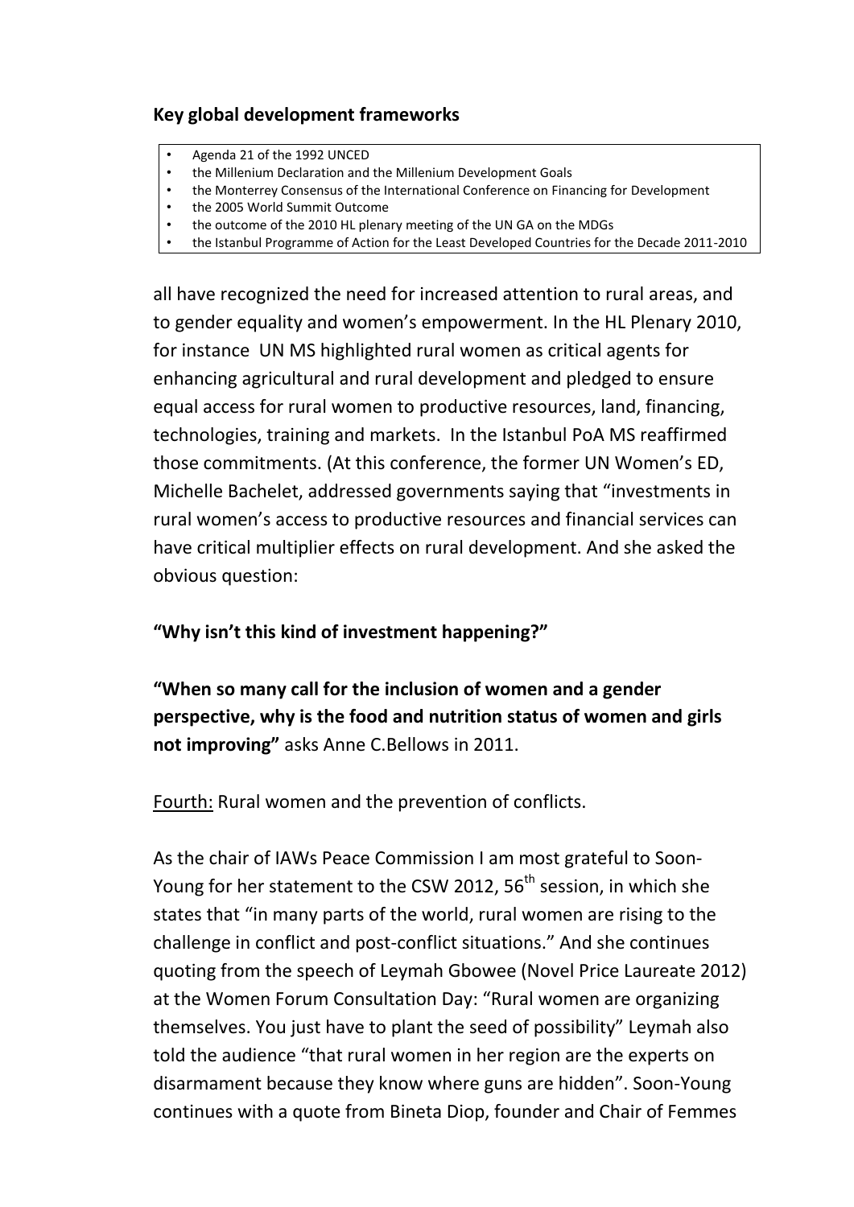**Key global development frameworks**

- Agenda 21 of the 1992 UNCED
- the Millenium Declaration and the Millenium Development Goals
- the Monterrey Consensus of the International Conference on Financing for Development
- the 2005 World Summit Outcome
- the outcome of the 2010 HL plenary meeting of the UN GA on the MDGs
- the Istanbul Programme of Action for the Least Developed Countries for the Decade 2011-2010

all have recognized the need for increased attention to rural areas, and to gender equality and women's empowerment. In the HL Plenary 2010, for instance UN MS highlighted rural women as critical agents for enhancing agricultural and rural development and pledged to ensure equal access for rural women to productive resources, land, financing, technologies, training and markets. In the Istanbul PoA MS reaffirmed those commitments. (At this conference, the former UN Women's ED, Michelle Bachelet, addressed governments saying that "investments in rural women's access to productive resources and financial services can have critical multiplier effects on rural development. And she asked the obvious question:

**"Why isn't this kind of investment happening?"**

**"When so many call for the inclusion of women and a gender perspective, why is the food and nutrition status of women and girls not improving"** asks Anne C.Bellows in 2011.

<u>Fourth:</u> Rural women and the prevention of conflicts.

As the chair of IAWs Peace Commission I am most grateful to Soon-Young for her statement to the CSW 2012, 56th session, in which she states that "in many parts of the world, rural women are rising to the challenge in conflict and post-conflict situations." And she continues quoting from the speech of Leymah Gbowee (Novel Price Laureate 2012) at the Women Forum Consultation Day: "Rural women are organizing themselves. You just have to plant the seed of possibility" Leymah also told the audience "that rural women in her region are the experts on disarmament because they know where guns are hidden". Soon-Young continues with a quote from Bineta Diop, founder and Chair of Femmes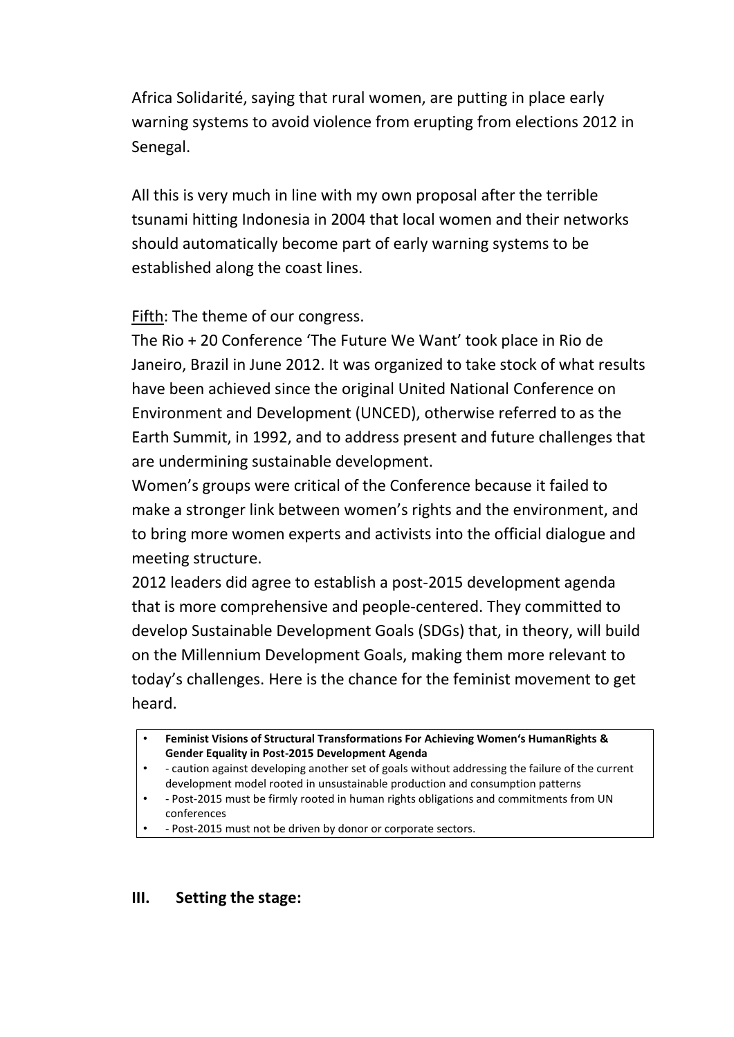Africa Solidarité, saying that rural women, are putting in place early warning systems to avoid violence from erupting from elections 2012 in Senegal.

All this is very much in line with my own proposal after the terrible tsunami hitting Indonesia in 2004 that local women and their networks should automatically become part of early warning systems to be established along the coast lines.

<u>Fifth</u>: The theme of our congress.

The Rio + 20 Conference 'The Future We Want' took place in Rio de Janeiro, Brazil in June 2012. It was organized to take stock of what results have been achieved since the original United National Conference on Environment and Development (UNCED), otherwise referred to as the Earth Summit, in 1992, and to address present and future challenges that are undermining sustainable development.

Women's groups were critical of the Conference because it failed to make a stronger link between women's rights and the environment, and to bring more women experts and activists into the official dialogue and meeting structure.

2012 leaders did agree to establish a post-2015 development agenda that is more comprehensive and people-centered. They committed to develop Sustainable Development Goals (SDGs) that, in theory, will build on the Millennium Development Goals, making them more relevant to today's challenges. Here is the chance for the feminist movement to get heard.

- **Feminist Visions of Structural Transformations For Achieving Women's HumanRights & Gender Equality in Post-2015 Development Agenda**
- - caution against developing another set of goals without addressing the failure of the current development model rooted in unsustainable production and consumption patterns
- - Post-2015 must be firmly rooted in human rights obligations and commitments from UN conferences
- - Post-2015 must not be driven by donor or corporate sectors.

## III. Setting the stage: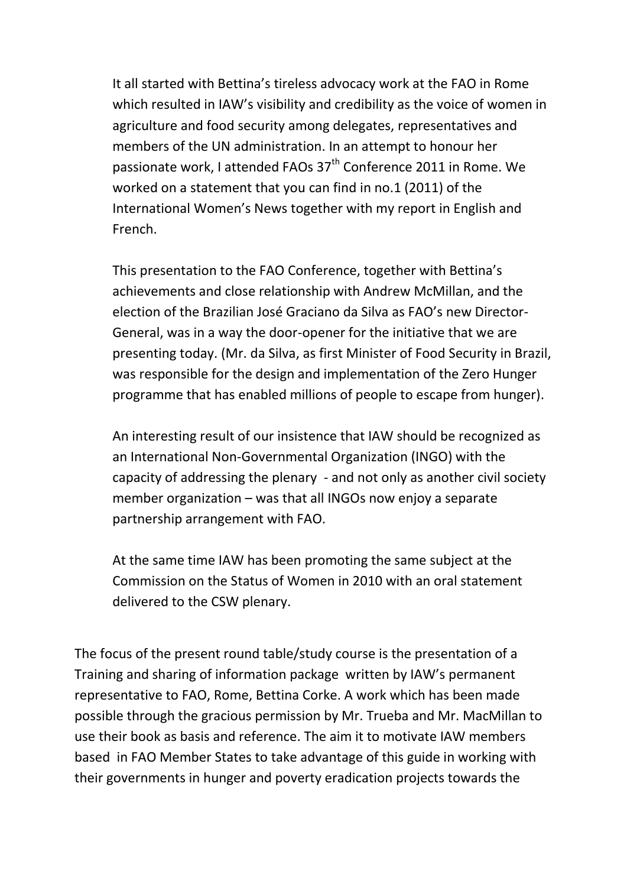It all started with Bettina's tireless advocacy work at the FAO in Rome which resulted in IAW's visibility and credibility as the voice of women in agriculture and food security among delegates, representatives and members of the UN administration. In an attempt to honour her passionate work, I attended FAOs 37th Conference 2011 in Rome. We worked on a statement that you can find in no.1 (2011) of the International Women's News together with my report in English and French.

This presentation to the FAO Conference, together with Bettina's achievements and close relationship with Andrew McMillan, and the election of the Brazilian José Graciano da Silva as FAO's new Director-General, was in a way the door-opener for the initiative that we are presenting today. (Mr. da Silva, as first Minister of Food Security in Brazil, was responsible for the design and implementation of the Zero Hunger programme that has enabled millions of people to escape from hunger).

An interesting result of our insistence that IAW should be recognized as an International Non-Governmental Organization (INGO) with the capacity of addressing the plenary - and not only as another civil society member organization – was that all INGOs now enjoy a separate partnership arrangement with FAO.

At the same time IAW has been promoting the same subject at the Commission on the Status of Women in 2010 with an oral statement delivered to the CSW plenary.

The focus of the present round table/study course is the presentation of a Training and sharing of information package written by IAW's permanent representative to FAO, Rome, Bettina Corke. A work which has been made possible through the gracious permission by Mr. Trueba and Mr. MacMillan to use their book as basis and reference. The aim it to motivate IAW members based in FAO Member States to take advantage of this guide in working with their governments in hunger and poverty eradication projects towards the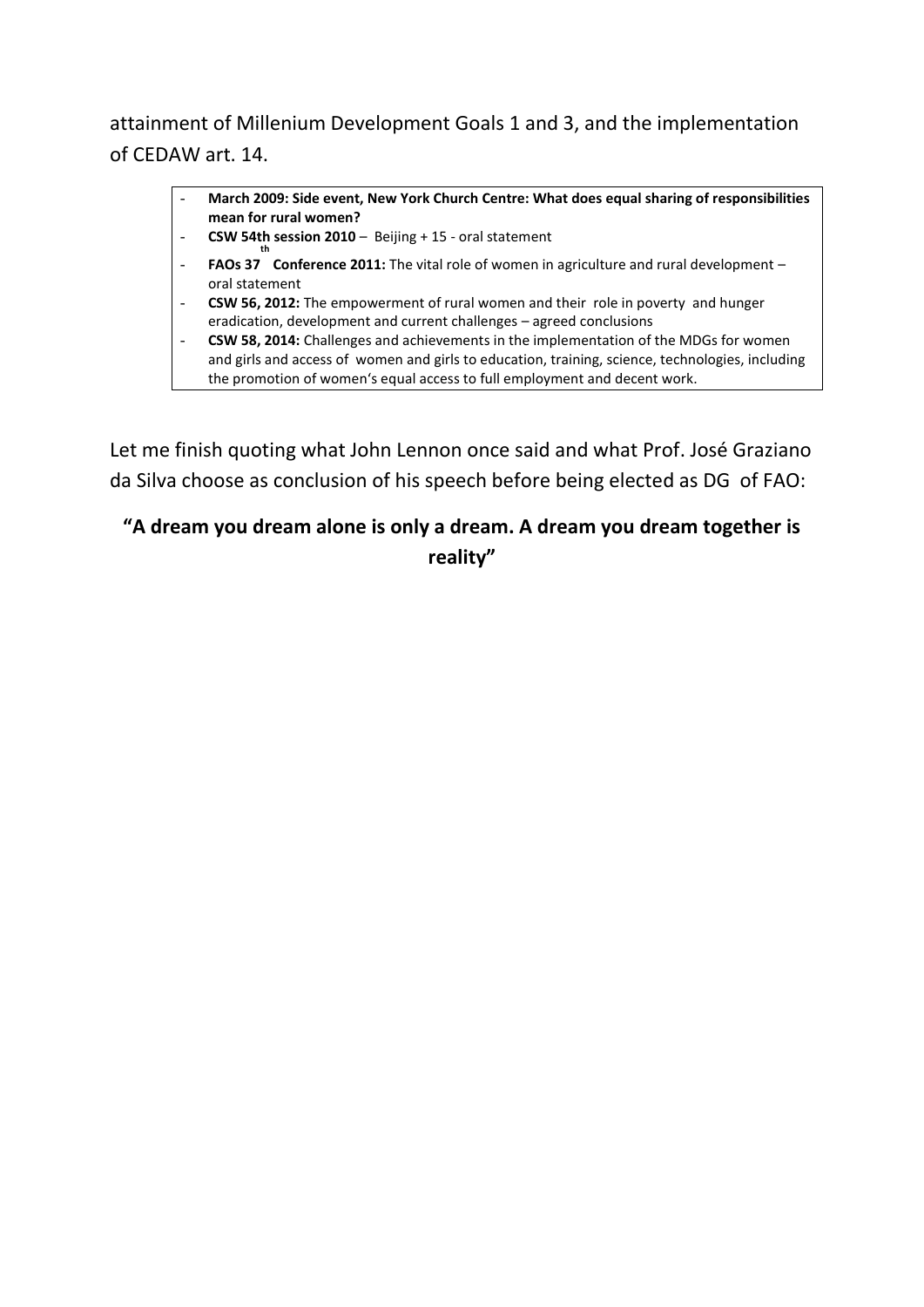attainment of Millenium Development Goals 1 and 3, and the implementation of CEDAW art. 14.

- **March 2009: Side event, New York Church Centre: What does equal sharing of responsibilities mean for rural women?**
- **CSW 54th session 2010** – Beijing + 15 - oral statement
- **FAOs 37th Conference 2011:** The vital role of women in agriculture and rural development – oral statement
- **CSW 56, 2012:** The empowerment of rural women and their role in poverty and hunger eradication, development and current challenges – agreed conclusions
- **CSW 58, 2014:** Challenges and achievements in the implementation of the MDGs for women and girls and access of women and girls to education, training, science, technologies, including the promotion of women's equal access to full employment and decent work.

Let me finish quoting what John Lennon once said and what Prof. José Graziano da Silva choose as conclusion of his speech before being elected as DG of FAO:

**"A dream you dream alone is only a dream. A dream you dream together is reality"**